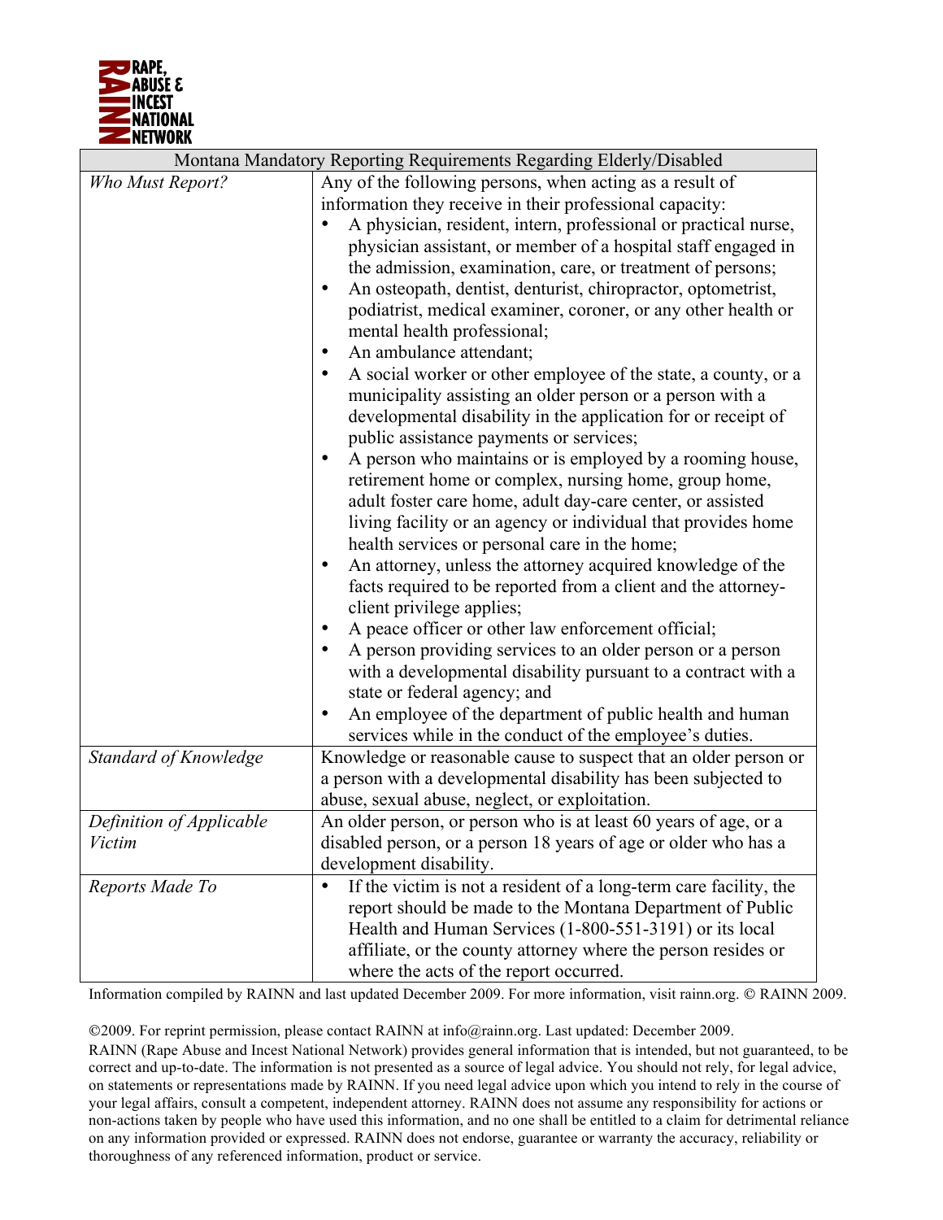RAPE, ABUSE & INCEST NATIONAL NETWORK

| Montana Mandatory Reporting Requirements Regarding Elderly/Disabled | |
|---|---|
| *Who Must Report?* | Any of the following persons, when acting as a result of information they receive in their professional capacity:<br>• A physician, resident, intern, professional or practical nurse, physician assistant, or member of a hospital staff engaged in the admission, examination, care, or treatment of persons;<br>• An osteopath, dentist, denturist, chiropractor, optometrist, podiatrist, medical examiner, coroner, or any other health or mental health professional;<br>• An ambulance attendant;<br>• A social worker or other employee of the state, a county, or a municipality assisting an older person or a person with a developmental disability in the application for or receipt of public assistance payments or services;<br>• A person who maintains or is employed by a rooming house, retirement home or complex, nursing home, group home, adult foster care home, adult day-care center, or assisted living facility or an agency or individual that provides home health services or personal care in the home;<br>• An attorney, unless the attorney acquired knowledge of the facts required to be reported from a client and the attorney-client privilege applies;<br>• A peace officer or other law enforcement official;<br>• A person providing services to an older person or a person with a developmental disability pursuant to a contract with a state or federal agency; and<br>• An employee of the department of public health and human services while in the conduct of the employee's duties. |
| *Standard of Knowledge* | Knowledge or reasonable cause to suspect that an older person or a person with a developmental disability has been subjected to abuse, sexual abuse, neglect, or exploitation. |
| *Definition of Applicable Victim* | An older person, or person who is at least 60 years of age, or a disabled person, or a person 18 years of age or older who has a development disability. |
| *Reports Made To* | • If the victim is not a resident of a long-term care facility, the report should be made to the Montana Department of Public Health and Human Services (1-800-551-3191) or its local affiliate, or the county attorney where the person resides or where the acts of the report occurred. |

Information compiled by RAINN and last updated December 2009. For more information, visit rainn.org. © RAINN 2009.

©2009. For reprint permission, please contact RAINN at info@rainn.org. Last updated: December 2009.
RAINN (Rape Abuse and Incest National Network) provides general information that is intended, but not guaranteed, to be correct and up-to-date. The information is not presented as a source of legal advice. You should not rely, for legal advice, on statements or representations made by RAINN. If you need legal advice upon which you intend to rely in the course of your legal affairs, consult a competent, independent attorney. RAINN does not assume any responsibility for actions or non-actions taken by people who have used this information, and no one shall be entitled to a claim for detrimental reliance on any information provided or expressed. RAINN does not endorse, guarantee or warranty the accuracy, reliability or thoroughness of any referenced information, product or service.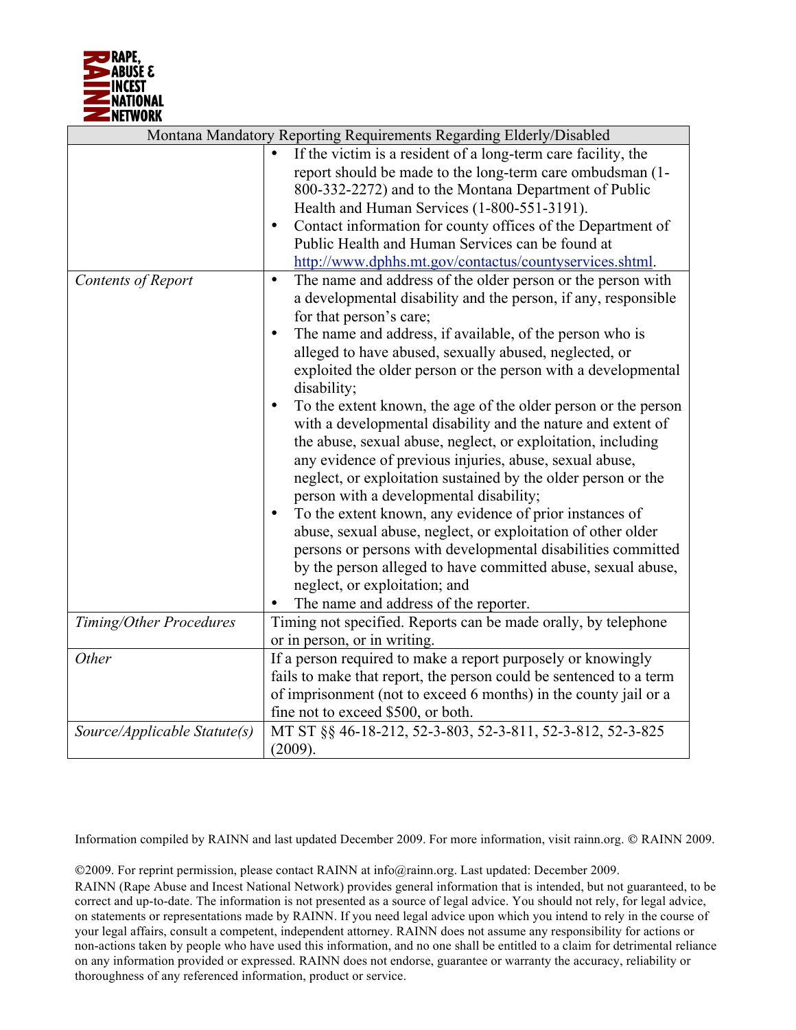| Montana Mandatory Reporting Requirements Regarding Elderly/Disabled | |
|---|---|
| | • If the victim is a resident of a long-term care facility, the report should be made to the long-term care ombudsman (1-800-332-2272) and to the Montana Department of Public Health and Human Services (1-800-551-3191).<br>• Contact information for county offices of the Department of Public Health and Human Services can be found at [http://www.dphhs.mt.gov/contactus/countyservices.shtml](http://www.dphhs.mt.gov/contactus/countyservices.shtml). |
| *Contents of Report* | • The name and address of the older person or the person with a developmental disability and the person, if any, responsible for that person's care;<br>• The name and address, if available, of the person who is alleged to have abused, sexually abused, neglected, or exploited the older person or the person with a developmental disability;<br>• To the extent known, the age of the older person or the person with a developmental disability and the nature and extent of the abuse, sexual abuse, neglect, or exploitation, including any evidence of previous injuries, abuse, sexual abuse, neglect, or exploitation sustained by the older person or the person with a developmental disability;<br>• To the extent known, any evidence of prior instances of abuse, sexual abuse, neglect, or exploitation of other older persons or persons with developmental disabilities committed by the person alleged to have committed abuse, sexual abuse, neglect, or exploitation; and<br>• The name and address of the reporter. |
| *Timing/Other Procedures* | Timing not specified. Reports can be made orally, by telephone or in person, or in writing. |
| *Other* | If a person required to make a report purposely or knowingly fails to make that report, the person could be sentenced to a term of imprisonment (not to exceed 6 months) in the county jail or a fine not to exceed $500, or both. |
| *Source/Applicable Statute(s)* | MT ST §§ 46-18-212, 52-3-803, 52-3-811, 52-3-812, 52-3-825 (2009). |

Information compiled by RAINN and last updated December 2009. For more information, visit rainn.org. © RAINN 2009.

©2009. For reprint permission, please contact RAINN at info@rainn.org. Last updated: December 2009.
RAINN (Rape Abuse and Incest National Network) provides general information that is intended, but not guaranteed, to be correct and up-to-date. The information is not presented as a source of legal advice. You should not rely, for legal advice, on statements or representations made by RAINN. If you need legal advice upon which you intend to rely in the course of your legal affairs, consult a competent, independent attorney. RAINN does not assume any responsibility for actions or non-actions taken by people who have used this information, and no one shall be entitled to a claim for detrimental reliance on any information provided or expressed. RAINN does not endorse, guarantee or warranty the accuracy, reliability or thoroughness of any referenced information, product or service.